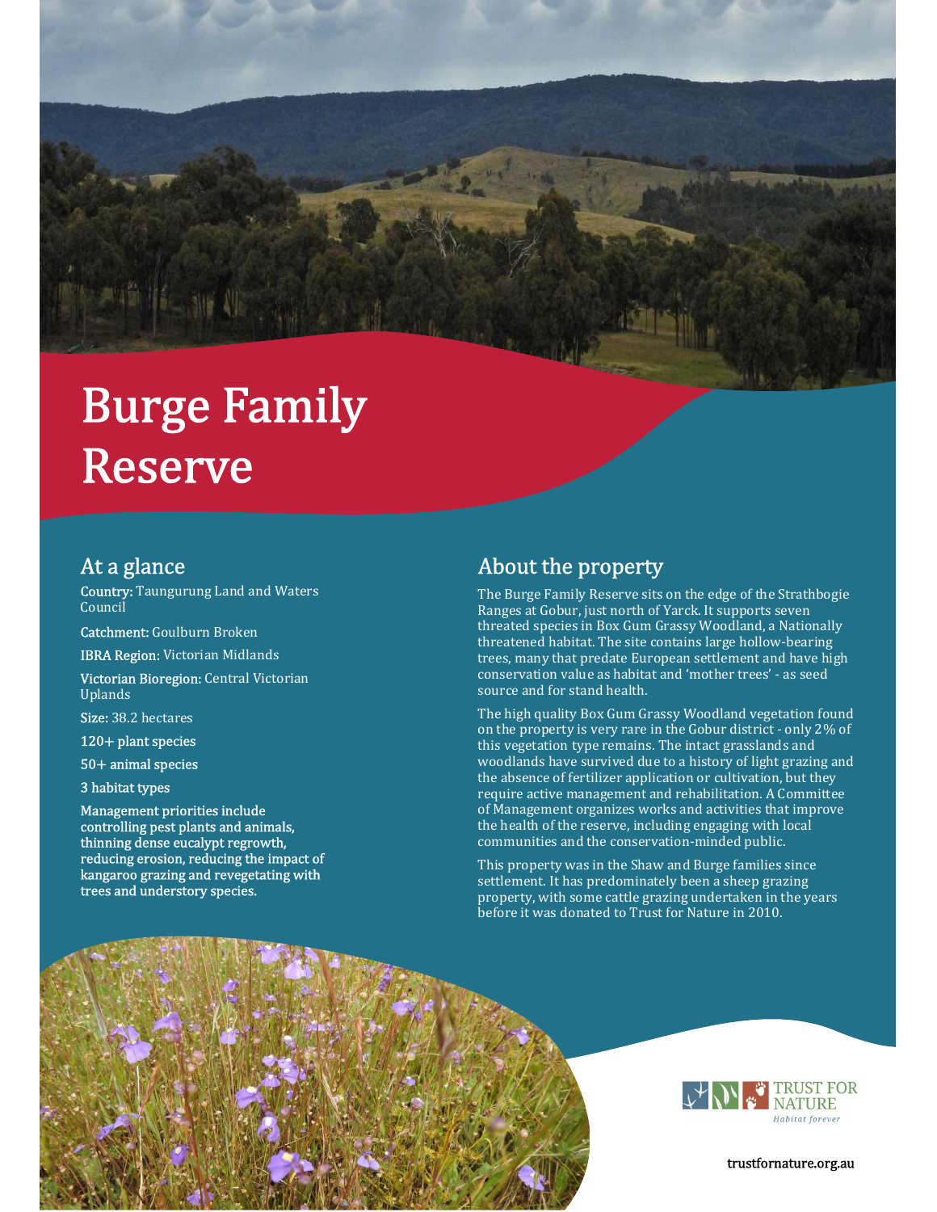# Burge Family Reserve

## At a glance

**Country:** Taungurung Land and Waters Council

**Catchment:** Goulburn Broken

**IBRA Region:** Victorian Midlands

**Victorian Bioregion:** Central Victorian Uplands

**Size:** 38.2 hectares

**120+ plant species**

**50+ animal species**

**3 habitat types**

**Management priorities include controlling pest plants and animals, thinning dense eucalypt regrowth, reducing erosion, reducing the impact of kangaroo grazing and revegetating with trees and understory species.**

## About the property

The Burge Family Reserve sits on the edge of the Strathbogie Ranges at Gobur, just north of Yarck. It supports seven threated species in Box Gum Grassy Woodland, a Nationally threatened habitat. The site contains large hollow-bearing trees, many that predate European settlement and have high conservation value as habitat and 'mother trees' - as seed source and for stand health.

The high quality Box Gum Grassy Woodland vegetation found on the property is very rare in the Gobur district - only 2% of this vegetation type remains. The intact grasslands and woodlands have survived due to a history of light grazing and the absence of fertilizer application or cultivation, but they require active management and rehabilitation. A Committee of Management organizes works and activities that improve the health of the reserve, including engaging with local communities and the conservation-minded public.

This property was in the Shaw and Burge families since settlement. It has predominately been a sheep grazing property, with some cattle grazing undertaken in the years before it was donated to Trust for Nature in 2010.

TRUST FOR NATURE
*Habitat forever*

trustfornature.org.au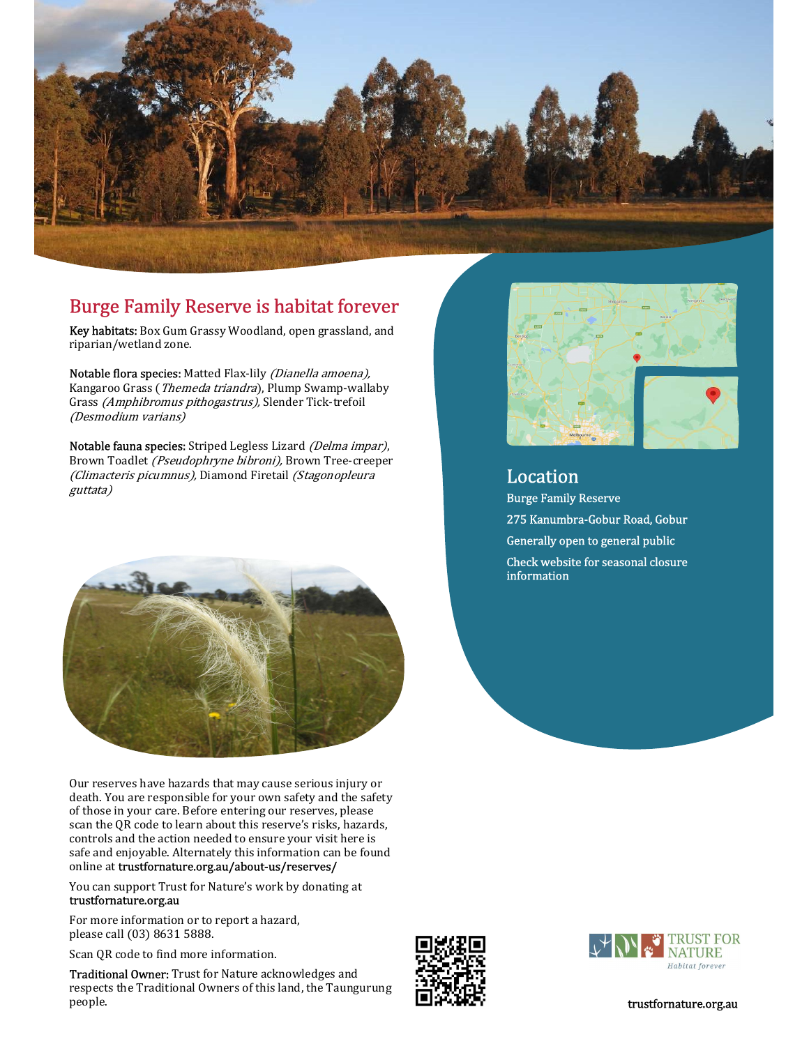## Burge Family Reserve is habitat forever

**Key habitats:** Box Gum Grassy Woodland, open grassland, and riparian/wetland zone.

**Notable flora species:** Matted Flax-lily *(Dianella amoena),* Kangaroo Grass ( *Themeda triandra*), Plump Swamp-wallaby Grass *(Amphibromus pithogastrus),* Slender Tick-trefoil *(Desmodium varians)*

**Notable fauna species:** Striped Legless Lizard *(Delma impar)*, Brown Toadlet *(Pseudophryne bibroni),* Brown Tree-creeper *(Climacteris picumnus),* Diamond Firetail *(Stagonopleura guttata)*

## Location

Burge Family Reserve

275 Kanumbra-Gobur Road, Gobur

Generally open to general public

Check website for seasonal closure information

Our reserves have hazards that may cause serious injury or death. You are responsible for your own safety and the safety of those in your care. Before entering our reserves, please scan the QR code to learn about this reserve's risks, hazards, controls and the action needed to ensure your visit here is safe and enjoyable. Alternately this information can be found online at **trustfornature.org.au/about-us/reserves/**

You can support Trust for Nature's work by donating at **trustfornature.org.au**

For more information or to report a hazard, please call (03) 8631 5888.

Scan QR code to find more information.

**Traditional Owner:** Trust for Nature acknowledges and respects the Traditional Owners of this land, the Taungurung people.

TRUST FOR NATURE

*Habitat forever*

trustfornature.org.au